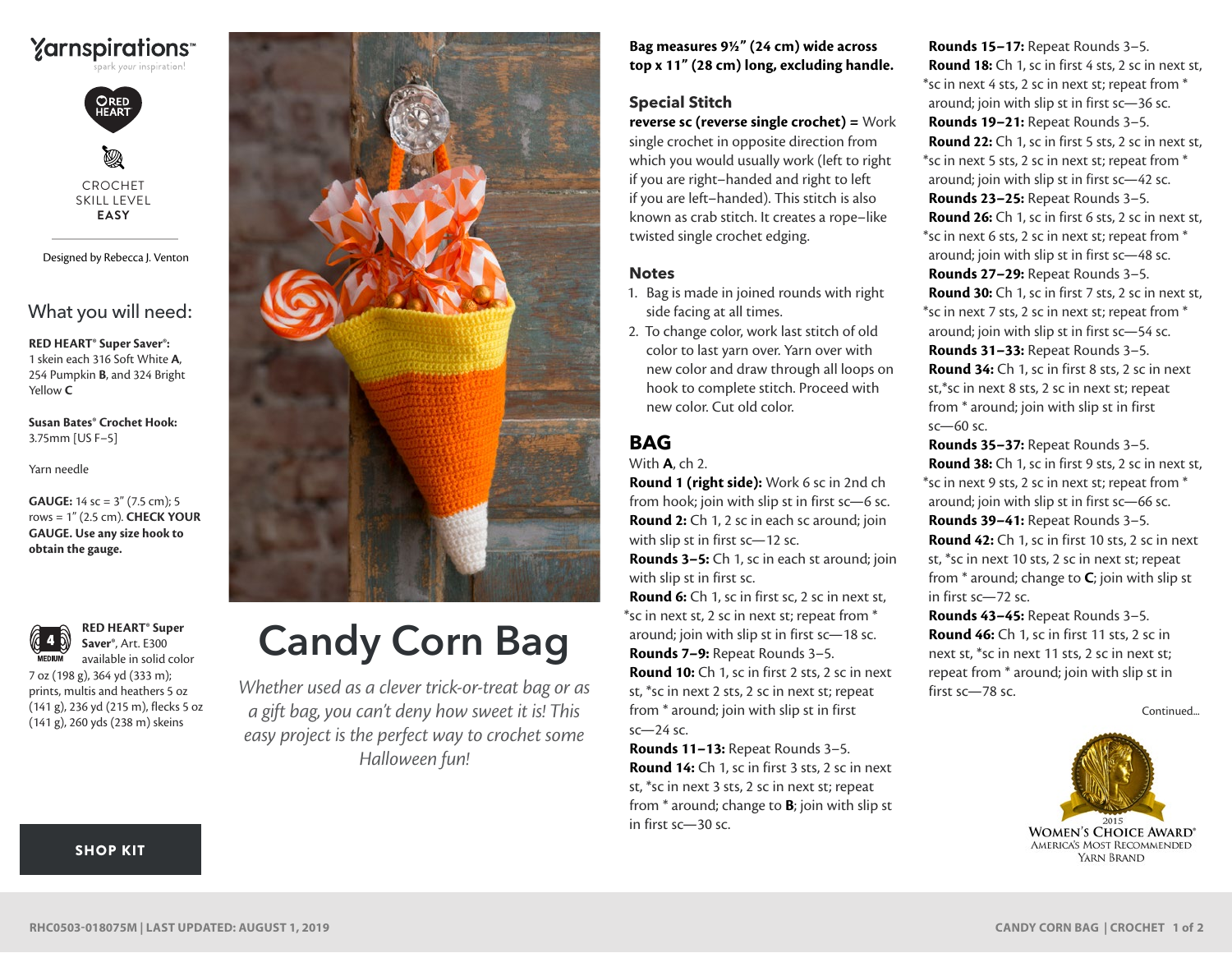Yarnspirations™

spark your inspiration!

RED HEART

CROCHET
SKILL LEVEL
**EASY**

Designed by Rebecca J. Venton

## What you will need:

**RED HEART® Super Saver®:** 1 skein each 316 Soft White **A**, 254 Pumpkin **B**, and 324 Bright Yellow **C**

**Susan Bates® Crochet Hook:** 3.75mm [US F–5]

Yarn needle

**GAUGE:** 14 sc = 3" (7.5 cm); 5 rows = 1" (2.5 cm). **CHECK YOUR GAUGE. Use any size hook to obtain the gauge.**

**RED HEART® Super Saver®**, Art. E300 available in solid color 7 oz (198 g), 364 yd (333 m); prints, multis and heathers 5 oz (141 g), 236 yd (215 m), flecks 5 oz (141 g), 260 yds (238 m) skeins

**SHOP KIT**

# Candy Corn Bag

*Whether used as a clever trick-or-treat bag or as a gift bag, you can't deny how sweet it is! This easy project is the perfect way to crochet some Halloween fun!*

**Bag measures 9½" (24 cm) wide across top x 11" (28 cm) long, excluding handle.**

### Special Stitch

**reverse sc (reverse single crochet) =** Work single crochet in opposite direction from which you would usually work (left to right if you are right–handed and right to left if you are left–handed). This stitch is also known as crab stitch. It creates a rope–like twisted single crochet edging.

### Notes

1. Bag is made in joined rounds with right side facing at all times.
2. To change color, work last stitch of old color to last yarn over. Yarn over with new color and draw through all loops on hook to complete stitch. Proceed with new color. Cut old color.

## BAG

With **A**, ch 2.

**Round 1 (right side):** Work 6 sc in 2nd ch from hook; join with slip st in first sc—6 sc.

**Round 2:** Ch 1, 2 sc in each sc around; join with slip st in first sc—12 sc.

**Rounds 3–5:** Ch 1, sc in each st around; join with slip st in first sc.

**Round 6:** Ch 1, sc in first sc, 2 sc in next st, *sc in next st, 2 sc in next st; repeat from * around; join with slip st in first sc—18 sc.

**Rounds 7–9:** Repeat Rounds 3–5.

**Round 10:** Ch 1, sc in first 2 sts, 2 sc in next st, *sc in next 2 sts, 2 sc in next st; repeat from * around; join with slip st in first sc—24 sc.

**Rounds 11–13:** Repeat Rounds 3–5.

**Round 14:** Ch 1, sc in first 3 sts, 2 sc in next st, *sc in next 3 sts, 2 sc in next st; repeat from * around; change to **B**; join with slip st in first sc—30 sc.

**Rounds 15–17:** Repeat Rounds 3–5.

**Round 18:** Ch 1, sc in first 4 sts, 2 sc in next st, *sc in next 4 sts, 2 sc in next st; repeat from * around; join with slip st in first sc—36 sc.

**Rounds 19–21:** Repeat Rounds 3–5.

**Round 22:** Ch 1, sc in first 5 sts, 2 sc in next st, *sc in next 5 sts, 2 sc in next st; repeat from * around; join with slip st in first sc—42 sc.

**Rounds 23–25:** Repeat Rounds 3–5.

**Round 26:** Ch 1, sc in first 6 sts, 2 sc in next st, *sc in next 6 sts, 2 sc in next st; repeat from * around; join with slip st in first sc—48 sc.

**Rounds 27–29:** Repeat Rounds 3–5.

**Round 30:** Ch 1, sc in first 7 sts, 2 sc in next st, *sc in next 7 sts, 2 sc in next st; repeat from * around; join with slip st in first sc—54 sc.

**Rounds 31–33:** Repeat Rounds 3–5.

**Round 34:** Ch 1, sc in first 8 sts, 2 sc in next st,*sc in next 8 sts, 2 sc in next st; repeat from * around; join with slip st in first sc—60 sc.

**Rounds 35–37:** Repeat Rounds 3–5.

**Round 38:** Ch 1, sc in first 9 sts, 2 sc in next st, *sc in next 9 sts, 2 sc in next st; repeat from * around; join with slip st in first sc—66 sc.

**Rounds 39–41:** Repeat Rounds 3–5.

**Round 42:** Ch 1, sc in first 10 sts, 2 sc in next st, *sc in next 10 sts, 2 sc in next st; repeat from * around; change to **C**; join with slip st in first sc—72 sc.

**Rounds 43–45:** Repeat Rounds 3–5.

**Round 46:** Ch 1, sc in first 11 sts, 2 sc in next st, *sc in next 11 sts, 2 sc in next st; repeat from * around; join with slip st in first sc—78 sc.

Continued...

2015 WOMEN'S CHOICE AWARD® AMERICA'S MOST RECOMMENDED YARN BRAND

RHC0503-018075M | LAST UPDATED: AUGUST 1, 2019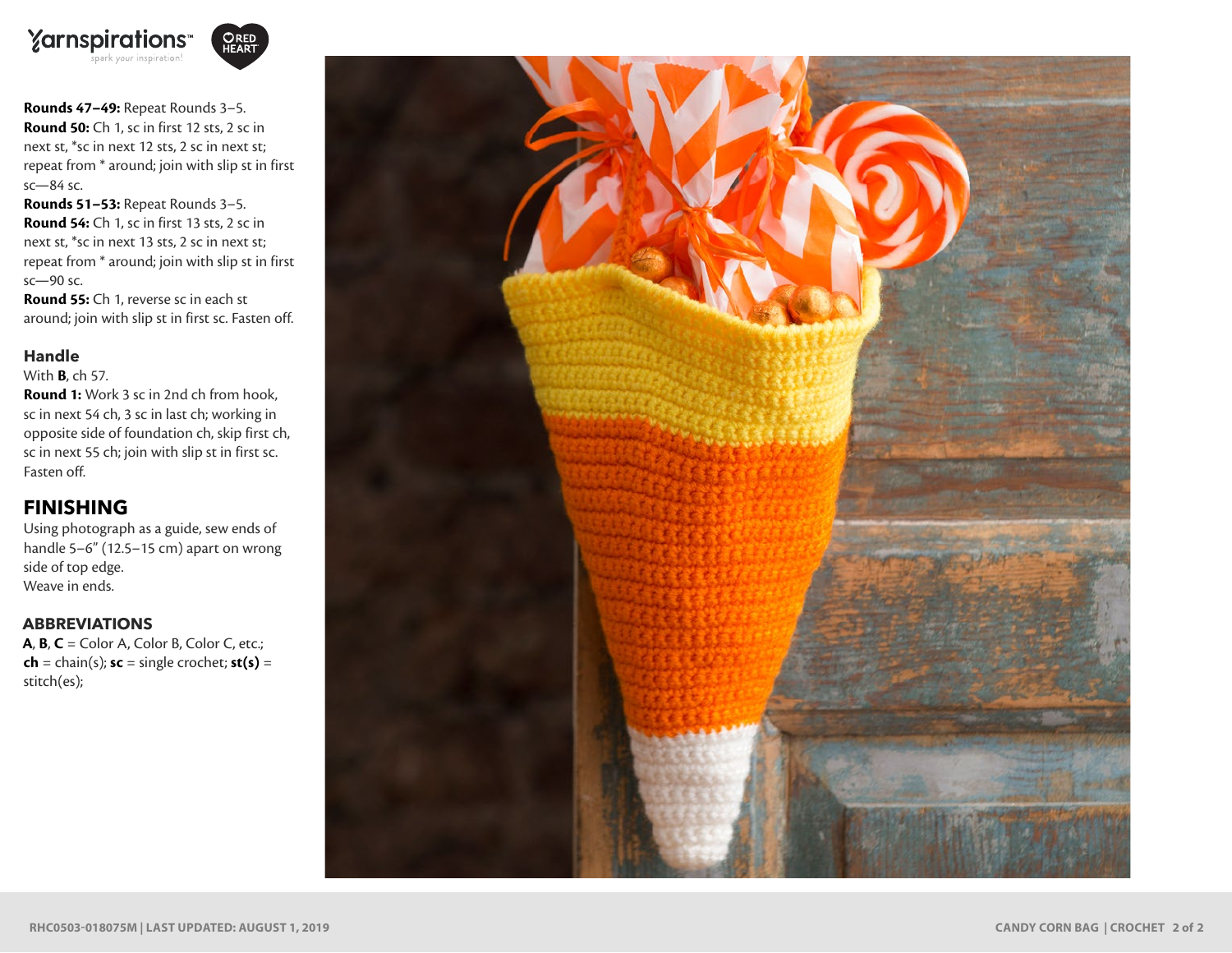**Rounds 47–49:** Repeat Rounds 3–5.
**Round 50:** Ch 1, sc in first 12 sts, 2 sc in next st, *sc in next 12 sts, 2 sc in next st; repeat from * around; join with slip st in first sc—84 sc.
**Rounds 51–53:** Repeat Rounds 3–5.
**Round 54:** Ch 1, sc in first 13 sts, 2 sc in next st, *sc in next 13 sts, 2 sc in next st; repeat from * around; join with slip st in first sc—90 sc.
**Round 55:** Ch 1, reverse sc in each st around; join with slip st in first sc. Fasten off.

### Handle

With **B**, ch 57.
**Round 1:** Work 3 sc in 2nd ch from hook, sc in next 54 ch, 3 sc in last ch; working in opposite side of foundation ch, skip first ch, sc in next 55 ch; join with slip st in first sc. Fasten off.

## FINISHING

Using photograph as a guide, sew ends of handle 5–6" (12.5–15 cm) apart on wrong side of top edge.
Weave in ends.

### ABBREVIATIONS

**A**, **B**, **C** = Color A, Color B, Color C, etc.; **ch** = chain(s); **sc** = single crochet; **st(s)** = stitch(es);

RHC0503-018075M | LAST UPDATED: AUGUST 1, 2019